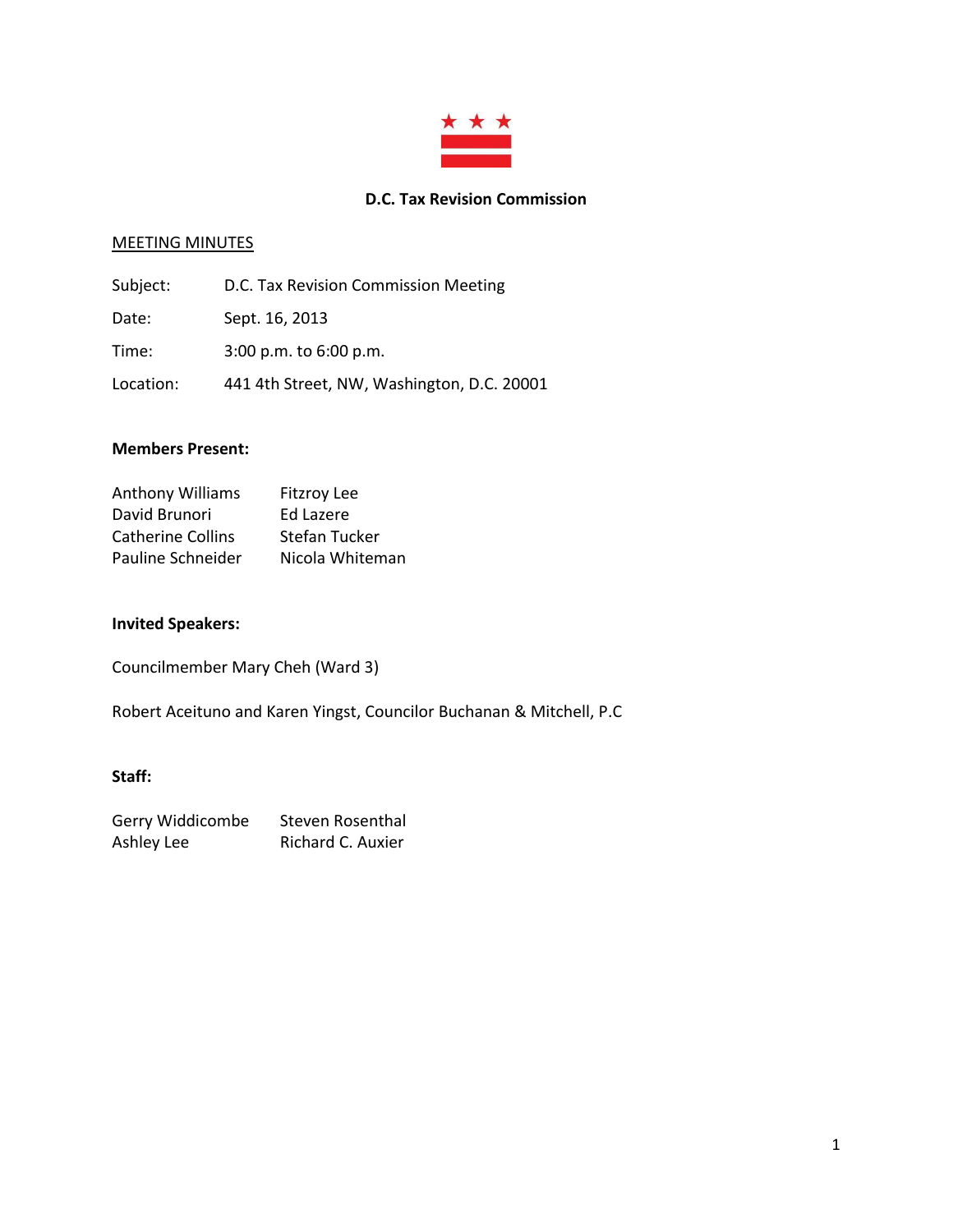# D.C. Tax Revision Commission

## MEETING MINUTES

Subject: D.C. Tax Revision Commission Meeting

Date: Sept. 16, 2013

Time: 3:00 p.m. to 6:00 p.m.

Location: 441 4th Street, NW, Washington, D.C. 20001

**Members Present:**

Anthony Williams
David Brunori
Catherine Collins
Pauline Schneider
Fitzroy Lee
Ed Lazere
Stefan Tucker
Nicola Whiteman

**Invited Speakers:**

Councilmember Mary Cheh (Ward 3)

Robert Aceituno and Karen Yingst, Councilor Buchanan & Mitchell, P.C

**Staff:**

Gerry Widdicombe
Ashley Lee
Steven Rosenthal
Richard C. Auxier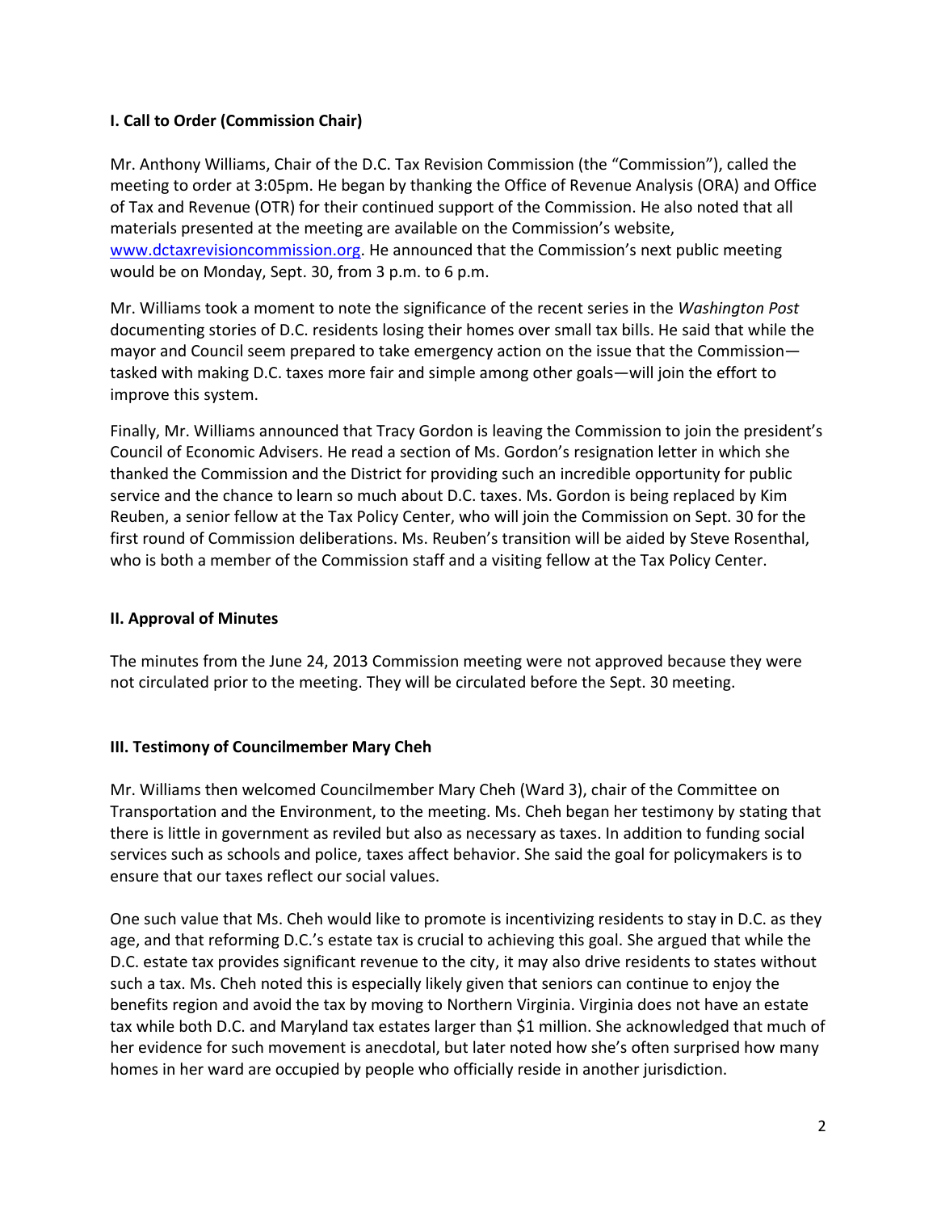### I. Call to Order (Commission Chair)

Mr. Anthony Williams, Chair of the D.C. Tax Revision Commission (the "Commission"), called the meeting to order at 3:05pm. He began by thanking the Office of Revenue Analysis (ORA) and Office of Tax and Revenue (OTR) for their continued support of the Commission. He also noted that all materials presented at the meeting are available on the Commission's website, www.dctaxrevisioncommission.org. He announced that the Commission's next public meeting would be on Monday, Sept. 30, from 3 p.m. to 6 p.m.

Mr. Williams took a moment to note the significance of the recent series in the *Washington Post* documenting stories of D.C. residents losing their homes over small tax bills. He said that while the mayor and Council seem prepared to take emergency action on the issue that the Commission—tasked with making D.C. taxes more fair and simple among other goals—will join the effort to improve this system.

Finally, Mr. Williams announced that Tracy Gordon is leaving the Commission to join the president's Council of Economic Advisers. He read a section of Ms. Gordon's resignation letter in which she thanked the Commission and the District for providing such an incredible opportunity for public service and the chance to learn so much about D.C. taxes. Ms. Gordon is being replaced by Kim Reuben, a senior fellow at the Tax Policy Center, who will join the Commission on Sept. 30 for the first round of Commission deliberations. Ms. Reuben's transition will be aided by Steve Rosenthal, who is both a member of the Commission staff and a visiting fellow at the Tax Policy Center.

### II. Approval of Minutes

The minutes from the June 24, 2013 Commission meeting were not approved because they were not circulated prior to the meeting. They will be circulated before the Sept. 30 meeting.

### III. Testimony of Councilmember Mary Cheh

Mr. Williams then welcomed Councilmember Mary Cheh (Ward 3), chair of the Committee on Transportation and the Environment, to the meeting. Ms. Cheh began her testimony by stating that there is little in government as reviled but also as necessary as taxes. In addition to funding social services such as schools and police, taxes affect behavior. She said the goal for policymakers is to ensure that our taxes reflect our social values.

One such value that Ms. Cheh would like to promote is incentivizing residents to stay in D.C. as they age, and that reforming D.C.'s estate tax is crucial to achieving this goal. She argued that while the D.C. estate tax provides significant revenue to the city, it may also drive residents to states without such a tax. Ms. Cheh noted this is especially likely given that seniors can continue to enjoy the benefits region and avoid the tax by moving to Northern Virginia. Virginia does not have an estate tax while both D.C. and Maryland tax estates larger than $1 million. She acknowledged that much of her evidence for such movement is anecdotal, but later noted how she's often surprised how many homes in her ward are occupied by people who officially reside in another jurisdiction.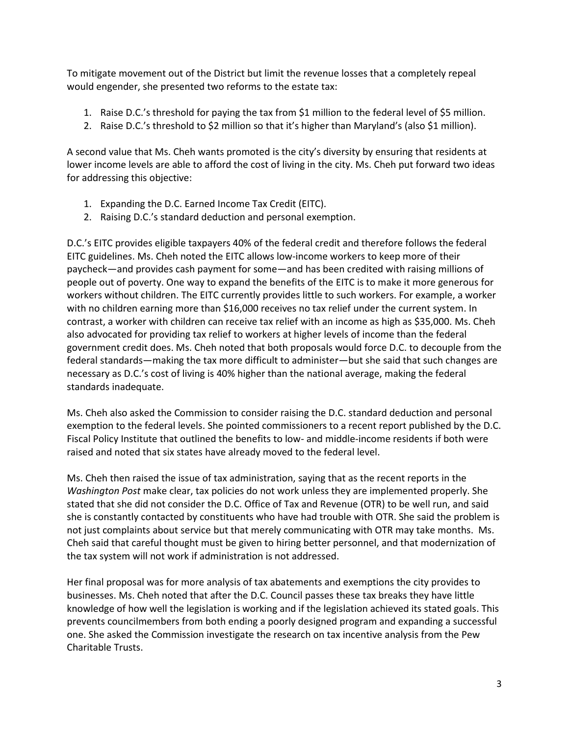To mitigate movement out of the District but limit the revenue losses that a completely repeal would engender, she presented two reforms to the estate tax:

1. Raise D.C.'s threshold for paying the tax from $1 million to the federal level of $5 million.
2. Raise D.C.'s threshold to $2 million so that it's higher than Maryland's (also $1 million).

A second value that Ms. Cheh wants promoted is the city's diversity by ensuring that residents at lower income levels are able to afford the cost of living in the city. Ms. Cheh put forward two ideas for addressing this objective:

1. Expanding the D.C. Earned Income Tax Credit (EITC).
2. Raising D.C.'s standard deduction and personal exemption.

D.C.'s EITC provides eligible taxpayers 40% of the federal credit and therefore follows the federal EITC guidelines. Ms. Cheh noted the EITC allows low-income workers to keep more of their paycheck—and provides cash payment for some—and has been credited with raising millions of people out of poverty. One way to expand the benefits of the EITC is to make it more generous for workers without children. The EITC currently provides little to such workers. For example, a worker with no children earning more than $16,000 receives no tax relief under the current system. In contrast, a worker with children can receive tax relief with an income as high as $35,000. Ms. Cheh also advocated for providing tax relief to workers at higher levels of income than the federal government credit does. Ms. Cheh noted that both proposals would force D.C. to decouple from the federal standards—making the tax more difficult to administer—but she said that such changes are necessary as D.C.'s cost of living is 40% higher than the national average, making the federal standards inadequate.

Ms. Cheh also asked the Commission to consider raising the D.C. standard deduction and personal exemption to the federal levels. She pointed commissioners to a recent report published by the D.C. Fiscal Policy Institute that outlined the benefits to low- and middle-income residents if both were raised and noted that six states have already moved to the federal level.

Ms. Cheh then raised the issue of tax administration, saying that as the recent reports in the *Washington Post* make clear, tax policies do not work unless they are implemented properly. She stated that she did not consider the D.C. Office of Tax and Revenue (OTR) to be well run, and said she is constantly contacted by constituents who have had trouble with OTR. She said the problem is not just complaints about service but that merely communicating with OTR may take months. Ms. Cheh said that careful thought must be given to hiring better personnel, and that modernization of the tax system will not work if administration is not addressed.

Her final proposal was for more analysis of tax abatements and exemptions the city provides to businesses. Ms. Cheh noted that after the D.C. Council passes these tax breaks they have little knowledge of how well the legislation is working and if the legislation achieved its stated goals. This prevents councilmembers from both ending a poorly designed program and expanding a successful one. She asked the Commission investigate the research on tax incentive analysis from the Pew Charitable Trusts.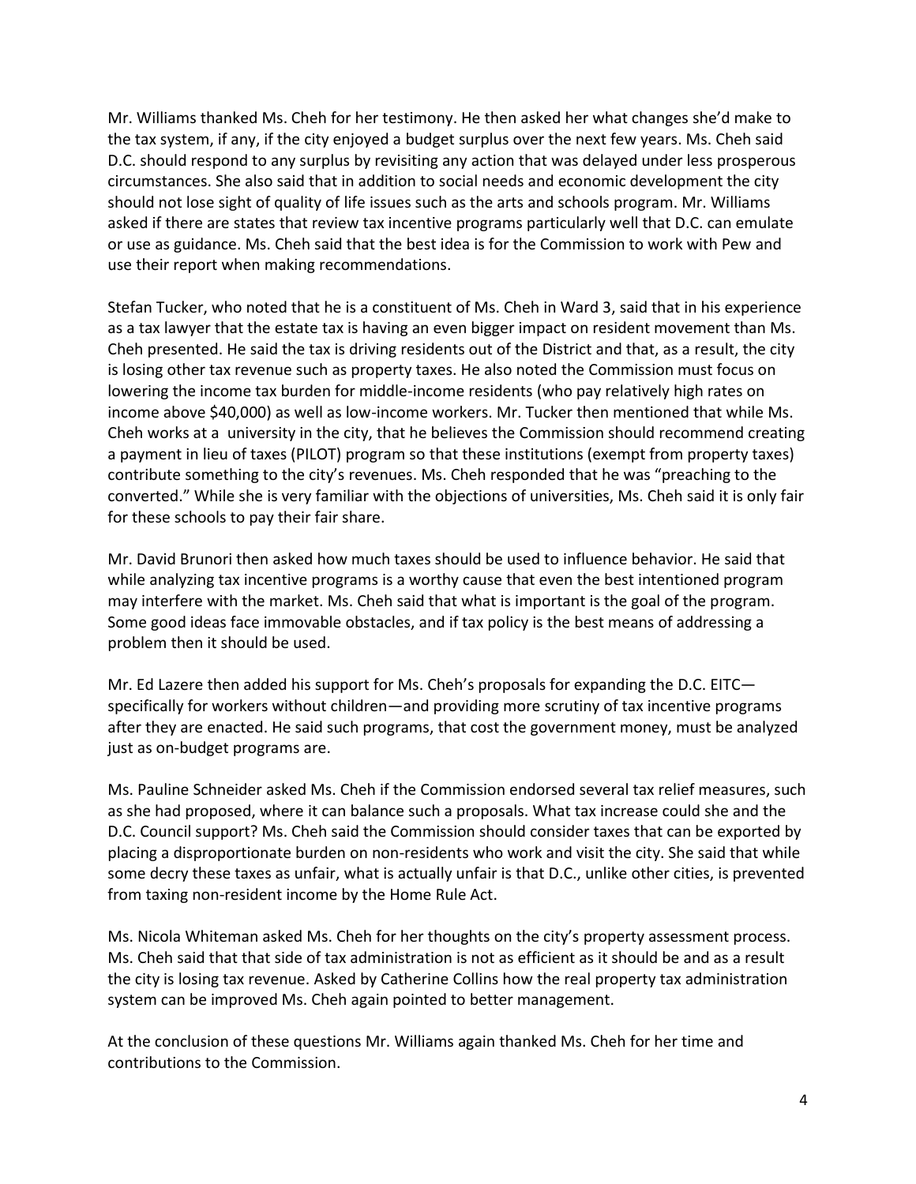Mr. Williams thanked Ms. Cheh for her testimony. He then asked her what changes she'd make to the tax system, if any, if the city enjoyed a budget surplus over the next few years. Ms. Cheh said D.C. should respond to any surplus by revisiting any action that was delayed under less prosperous circumstances. She also said that in addition to social needs and economic development the city should not lose sight of quality of life issues such as the arts and schools program. Mr. Williams asked if there are states that review tax incentive programs particularly well that D.C. can emulate or use as guidance. Ms. Cheh said that the best idea is for the Commission to work with Pew and use their report when making recommendations.

Stefan Tucker, who noted that he is a constituent of Ms. Cheh in Ward 3, said that in his experience as a tax lawyer that the estate tax is having an even bigger impact on resident movement than Ms. Cheh presented. He said the tax is driving residents out of the District and that, as a result, the city is losing other tax revenue such as property taxes. He also noted the Commission must focus on lowering the income tax burden for middle-income residents (who pay relatively high rates on income above $40,000) as well as low-income workers. Mr. Tucker then mentioned that while Ms. Cheh works at a university in the city, that he believes the Commission should recommend creating a payment in lieu of taxes (PILOT) program so that these institutions (exempt from property taxes) contribute something to the city's revenues. Ms. Cheh responded that he was "preaching to the converted." While she is very familiar with the objections of universities, Ms. Cheh said it is only fair for these schools to pay their fair share.

Mr. David Brunori then asked how much taxes should be used to influence behavior. He said that while analyzing tax incentive programs is a worthy cause that even the best intentioned program may interfere with the market. Ms. Cheh said that what is important is the goal of the program. Some good ideas face immovable obstacles, and if tax policy is the best means of addressing a problem then it should be used.

Mr. Ed Lazere then added his support for Ms. Cheh's proposals for expanding the D.C. EITC—specifically for workers without children—and providing more scrutiny of tax incentive programs after they are enacted. He said such programs, that cost the government money, must be analyzed just as on-budget programs are.

Ms. Pauline Schneider asked Ms. Cheh if the Commission endorsed several tax relief measures, such as she had proposed, where it can balance such a proposals. What tax increase could she and the D.C. Council support? Ms. Cheh said the Commission should consider taxes that can be exported by placing a disproportionate burden on non-residents who work and visit the city. She said that while some decry these taxes as unfair, what is actually unfair is that D.C., unlike other cities, is prevented from taxing non-resident income by the Home Rule Act.

Ms. Nicola Whiteman asked Ms. Cheh for her thoughts on the city's property assessment process. Ms. Cheh said that that side of tax administration is not as efficient as it should be and as a result the city is losing tax revenue. Asked by Catherine Collins how the real property tax administration system can be improved Ms. Cheh again pointed to better management.

At the conclusion of these questions Mr. Williams again thanked Ms. Cheh for her time and contributions to the Commission.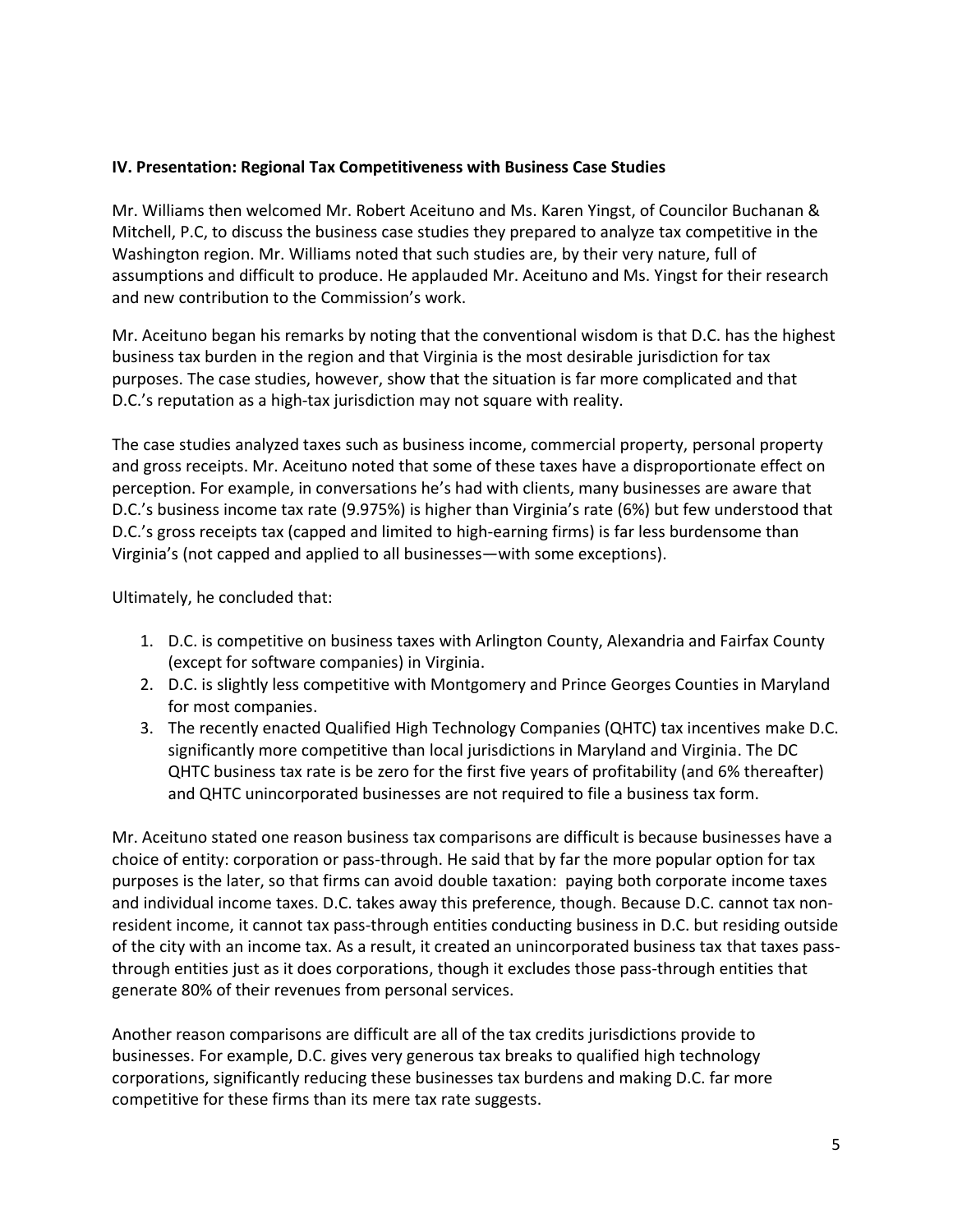**IV. Presentation: Regional Tax Competitiveness with Business Case Studies**

Mr. Williams then welcomed Mr. Robert Aceituno and Ms. Karen Yingst, of Councilor Buchanan & Mitchell, P.C, to discuss the business case studies they prepared to analyze tax competitive in the Washington region. Mr. Williams noted that such studies are, by their very nature, full of assumptions and difficult to produce. He applauded Mr. Aceituno and Ms. Yingst for their research and new contribution to the Commission's work.

Mr. Aceituno began his remarks by noting that the conventional wisdom is that D.C. has the highest business tax burden in the region and that Virginia is the most desirable jurisdiction for tax purposes. The case studies, however, show that the situation is far more complicated and that D.C.'s reputation as a high-tax jurisdiction may not square with reality.

The case studies analyzed taxes such as business income, commercial property, personal property and gross receipts. Mr. Aceituno noted that some of these taxes have a disproportionate effect on perception. For example, in conversations he's had with clients, many businesses are aware that D.C.'s business income tax rate (9.975%) is higher than Virginia's rate (6%) but few understood that D.C.'s gross receipts tax (capped and limited to high-earning firms) is far less burdensome than Virginia's (not capped and applied to all businesses—with some exceptions).

Ultimately, he concluded that:

1. D.C. is competitive on business taxes with Arlington County, Alexandria and Fairfax County (except for software companies) in Virginia.
2. D.C. is slightly less competitive with Montgomery and Prince Georges Counties in Maryland for most companies.
3. The recently enacted Qualified High Technology Companies (QHTC) tax incentives make D.C. significantly more competitive than local jurisdictions in Maryland and Virginia. The DC QHTC business tax rate is be zero for the first five years of profitability (and 6% thereafter) and QHTC unincorporated businesses are not required to file a business tax form.

Mr. Aceituno stated one reason business tax comparisons are difficult is because businesses have a choice of entity: corporation or pass-through. He said that by far the more popular option for tax purposes is the later, so that firms can avoid double taxation: paying both corporate income taxes and individual income taxes. D.C. takes away this preference, though. Because D.C. cannot tax non-resident income, it cannot tax pass-through entities conducting business in D.C. but residing outside of the city with an income tax. As a result, it created an unincorporated business tax that taxes pass-through entities just as it does corporations, though it excludes those pass-through entities that generate 80% of their revenues from personal services.

Another reason comparisons are difficult are all of the tax credits jurisdictions provide to businesses. For example, D.C. gives very generous tax breaks to qualified high technology corporations, significantly reducing these businesses tax burdens and making D.C. far more competitive for these firms than its mere tax rate suggests.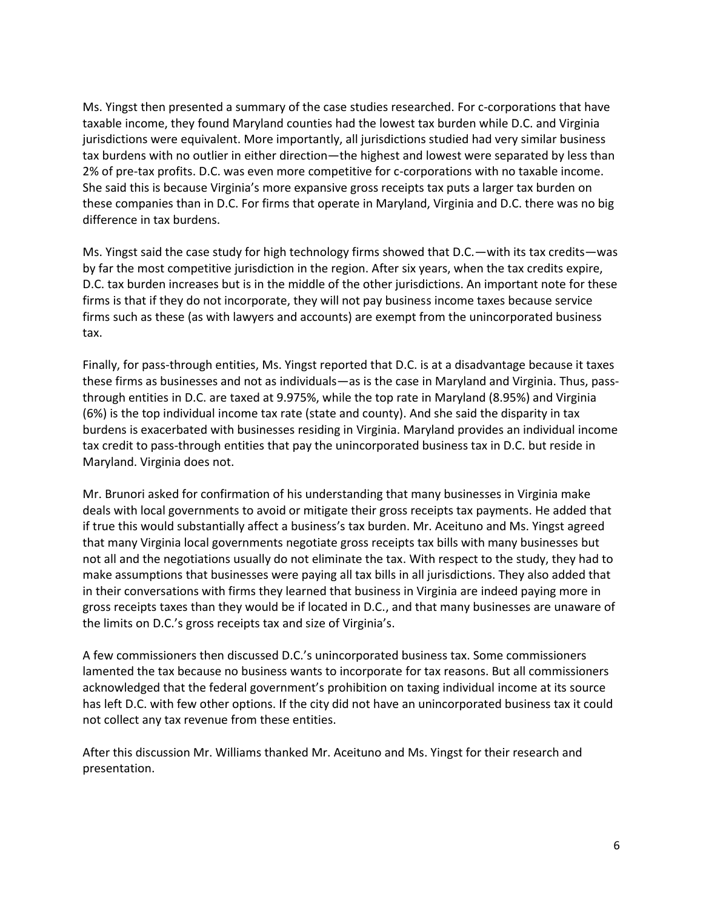Ms. Yingst then presented a summary of the case studies researched. For c-corporations that have taxable income, they found Maryland counties had the lowest tax burden while D.C. and Virginia jurisdictions were equivalent. More importantly, all jurisdictions studied had very similar business tax burdens with no outlier in either direction—the highest and lowest were separated by less than 2% of pre-tax profits. D.C. was even more competitive for c-corporations with no taxable income. She said this is because Virginia's more expansive gross receipts tax puts a larger tax burden on these companies than in D.C. For firms that operate in Maryland, Virginia and D.C. there was no big difference in tax burdens.

Ms. Yingst said the case study for high technology firms showed that D.C.—with its tax credits—was by far the most competitive jurisdiction in the region. After six years, when the tax credits expire, D.C. tax burden increases but is in the middle of the other jurisdictions. An important note for these firms is that if they do not incorporate, they will not pay business income taxes because service firms such as these (as with lawyers and accounts) are exempt from the unincorporated business tax.

Finally, for pass-through entities, Ms. Yingst reported that D.C. is at a disadvantage because it taxes these firms as businesses and not as individuals—as is the case in Maryland and Virginia. Thus, pass-through entities in D.C. are taxed at 9.975%, while the top rate in Maryland (8.95%) and Virginia (6%) is the top individual income tax rate (state and county). And she said the disparity in tax burdens is exacerbated with businesses residing in Virginia. Maryland provides an individual income tax credit to pass-through entities that pay the unincorporated business tax in D.C. but reside in Maryland. Virginia does not.

Mr. Brunori asked for confirmation of his understanding that many businesses in Virginia make deals with local governments to avoid or mitigate their gross receipts tax payments. He added that if true this would substantially affect a business's tax burden. Mr. Aceituno and Ms. Yingst agreed that many Virginia local governments negotiate gross receipts tax bills with many businesses but not all and the negotiations usually do not eliminate the tax. With respect to the study, they had to make assumptions that businesses were paying all tax bills in all jurisdictions. They also added that in their conversations with firms they learned that business in Virginia are indeed paying more in gross receipts taxes than they would be if located in D.C., and that many businesses are unaware of the limits on D.C.'s gross receipts tax and size of Virginia's.

A few commissioners then discussed D.C.'s unincorporated business tax. Some commissioners lamented the tax because no business wants to incorporate for tax reasons. But all commissioners acknowledged that the federal government's prohibition on taxing individual income at its source has left D.C. with few other options. If the city did not have an unincorporated business tax it could not collect any tax revenue from these entities.

After this discussion Mr. Williams thanked Mr. Aceituno and Ms. Yingst for their research and presentation.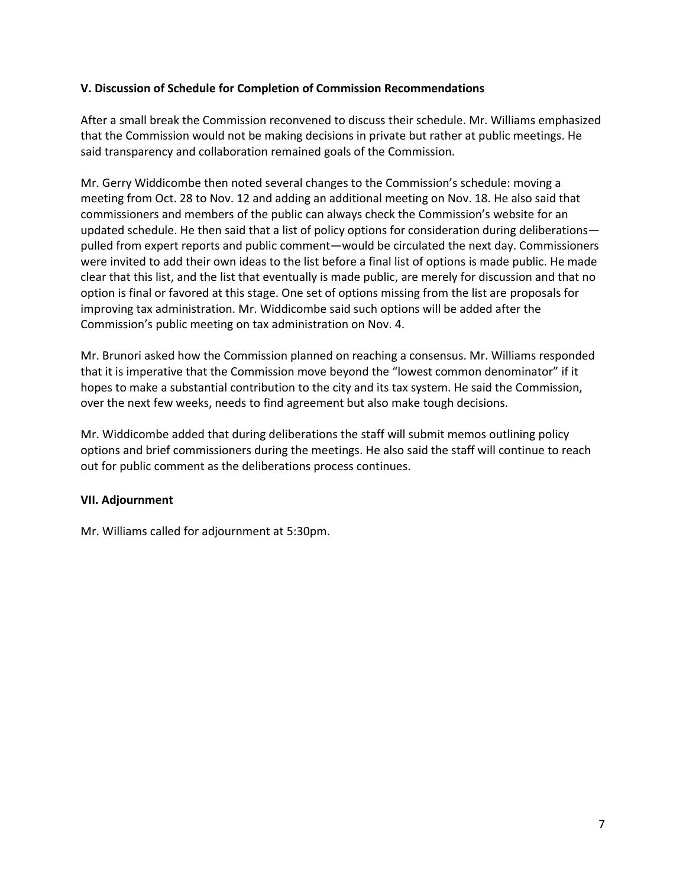**V. Discussion of Schedule for Completion of Commission Recommendations**

After a small break the Commission reconvened to discuss their schedule. Mr. Williams emphasized that the Commission would not be making decisions in private but rather at public meetings. He said transparency and collaboration remained goals of the Commission.

Mr. Gerry Widdicombe then noted several changes to the Commission's schedule: moving a meeting from Oct. 28 to Nov. 12 and adding an additional meeting on Nov. 18. He also said that commissioners and members of the public can always check the Commission's website for an updated schedule. He then said that a list of policy options for consideration during deliberations—pulled from expert reports and public comment—would be circulated the next day. Commissioners were invited to add their own ideas to the list before a final list of options is made public. He made clear that this list, and the list that eventually is made public, are merely for discussion and that no option is final or favored at this stage. One set of options missing from the list are proposals for improving tax administration. Mr. Widdicombe said such options will be added after the Commission's public meeting on tax administration on Nov. 4.

Mr. Brunori asked how the Commission planned on reaching a consensus. Mr. Williams responded that it is imperative that the Commission move beyond the "lowest common denominator" if it hopes to make a substantial contribution to the city and its tax system. He said the Commission, over the next few weeks, needs to find agreement but also make tough decisions.

Mr. Widdicombe added that during deliberations the staff will submit memos outlining policy options and brief commissioners during the meetings. He also said the staff will continue to reach out for public comment as the deliberations process continues.

**VII. Adjournment**

Mr. Williams called for adjournment at 5:30pm.